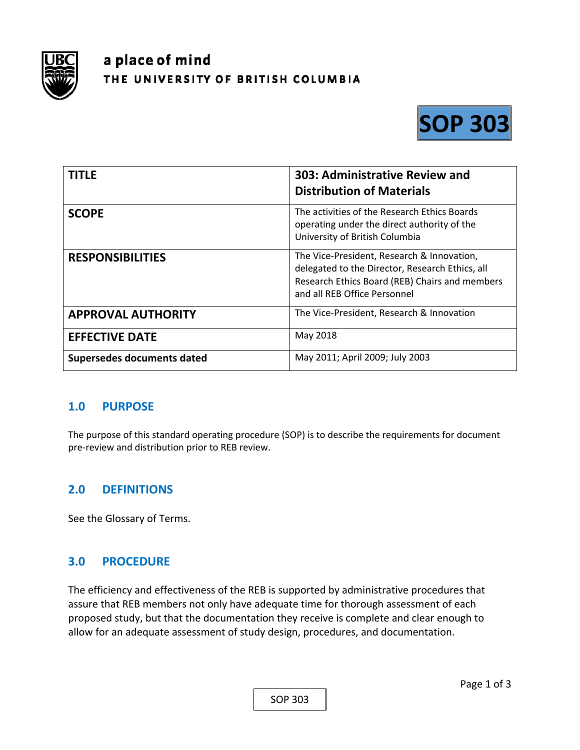a place of mind
THE UNIVERSITY OF BRITISH COLUMBIA

# SOP 303

| TITLE | 303: Administrative Review and Distribution of Materials |
|---|---|
| SCOPE | The activities of the Research Ethics Boards operating under the direct authority of the University of British Columbia |
| RESPONSIBILITIES | The Vice-President, Research & Innovation, delegated to the Director, Research Ethics, all Research Ethics Board (REB) Chairs and members and all REB Office Personnel |
| APPROVAL AUTHORITY | The Vice-President, Research & Innovation |
| EFFECTIVE DATE | May 2018 |
| Supersedes documents dated | May 2011; April 2009; July 2003 |

## 1.0 PURPOSE

The purpose of this standard operating procedure (SOP) is to describe the requirements for document pre-review and distribution prior to REB review.

## 2.0 DEFINITIONS

See the Glossary of Terms.

## 3.0 PROCEDURE

The efficiency and effectiveness of the REB is supported by administrative procedures that assure that REB members not only have adequate time for thorough assessment of each proposed study, but that the documentation they receive is complete and clear enough to allow for an adequate assessment of study design, procedures, and documentation.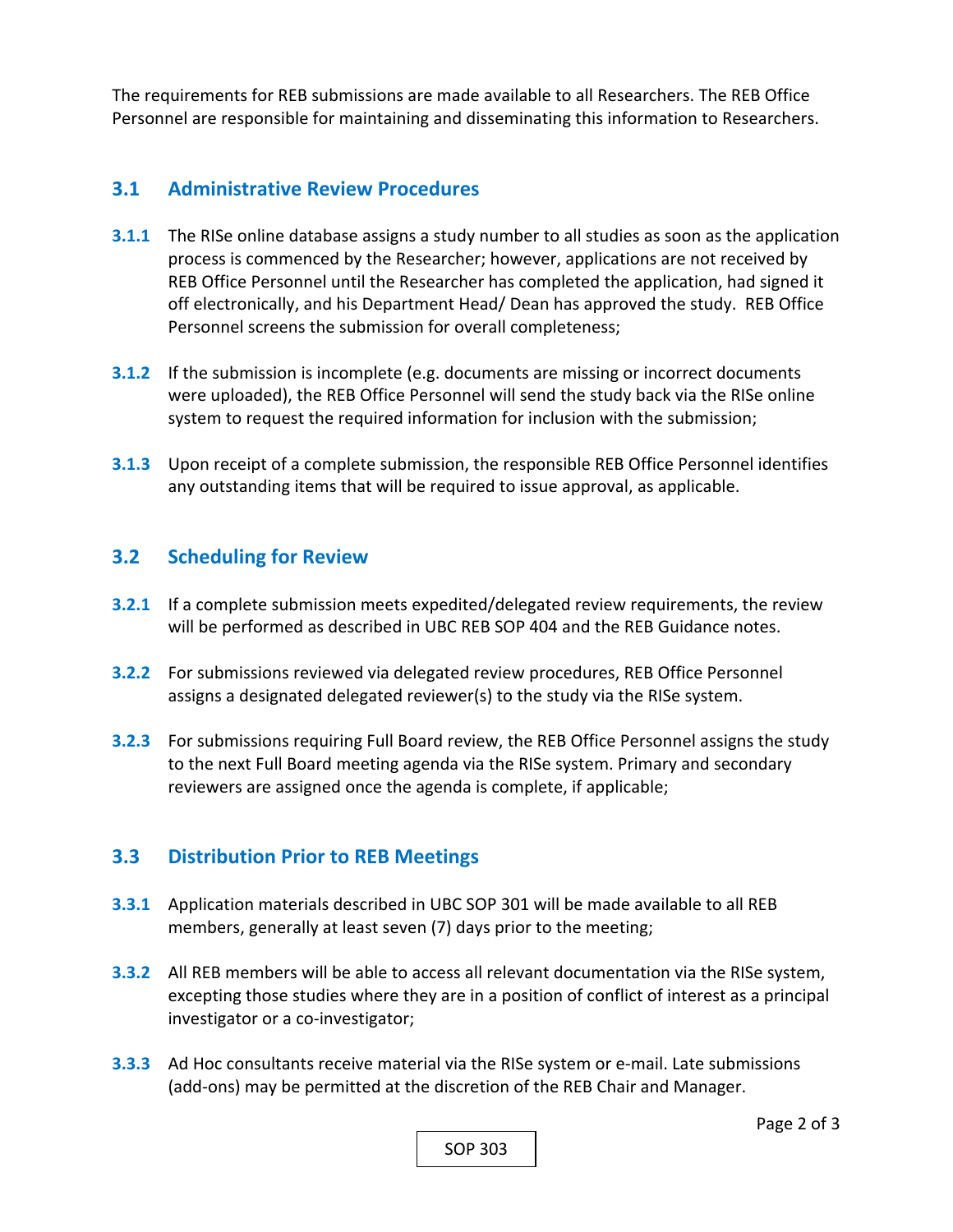The requirements for REB submissions are made available to all Researchers. The REB Office Personnel are responsible for maintaining and disseminating this information to Researchers.

## 3.1 Administrative Review Procedures

**3.1.1** The RISe online database assigns a study number to all studies as soon as the application process is commenced by the Researcher; however, applications are not received by REB Office Personnel until the Researcher has completed the application, had signed it off electronically, and his Department Head/ Dean has approved the study. REB Office Personnel screens the submission for overall completeness;

**3.1.2** If the submission is incomplete (e.g. documents are missing or incorrect documents were uploaded), the REB Office Personnel will send the study back via the RISe online system to request the required information for inclusion with the submission;

**3.1.3** Upon receipt of a complete submission, the responsible REB Office Personnel identifies any outstanding items that will be required to issue approval, as applicable.

## 3.2 Scheduling for Review

**3.2.1** If a complete submission meets expedited/delegated review requirements, the review will be performed as described in UBC REB SOP 404 and the REB Guidance notes.

**3.2.2** For submissions reviewed via delegated review procedures, REB Office Personnel assigns a designated delegated reviewer(s) to the study via the RISe system.

**3.2.3** For submissions requiring Full Board review, the REB Office Personnel assigns the study to the next Full Board meeting agenda via the RISe system. Primary and secondary reviewers are assigned once the agenda is complete, if applicable;

## 3.3 Distribution Prior to REB Meetings

**3.3.1** Application materials described in UBC SOP 301 will be made available to all REB members, generally at least seven (7) days prior to the meeting;

**3.3.2** All REB members will be able to access all relevant documentation via the RISe system, excepting those studies where they are in a position of conflict of interest as a principal investigator or a co-investigator;

**3.3.3** Ad Hoc consultants receive material via the RISe system or e-mail. Late submissions (add-ons) may be permitted at the discretion of the REB Chair and Manager.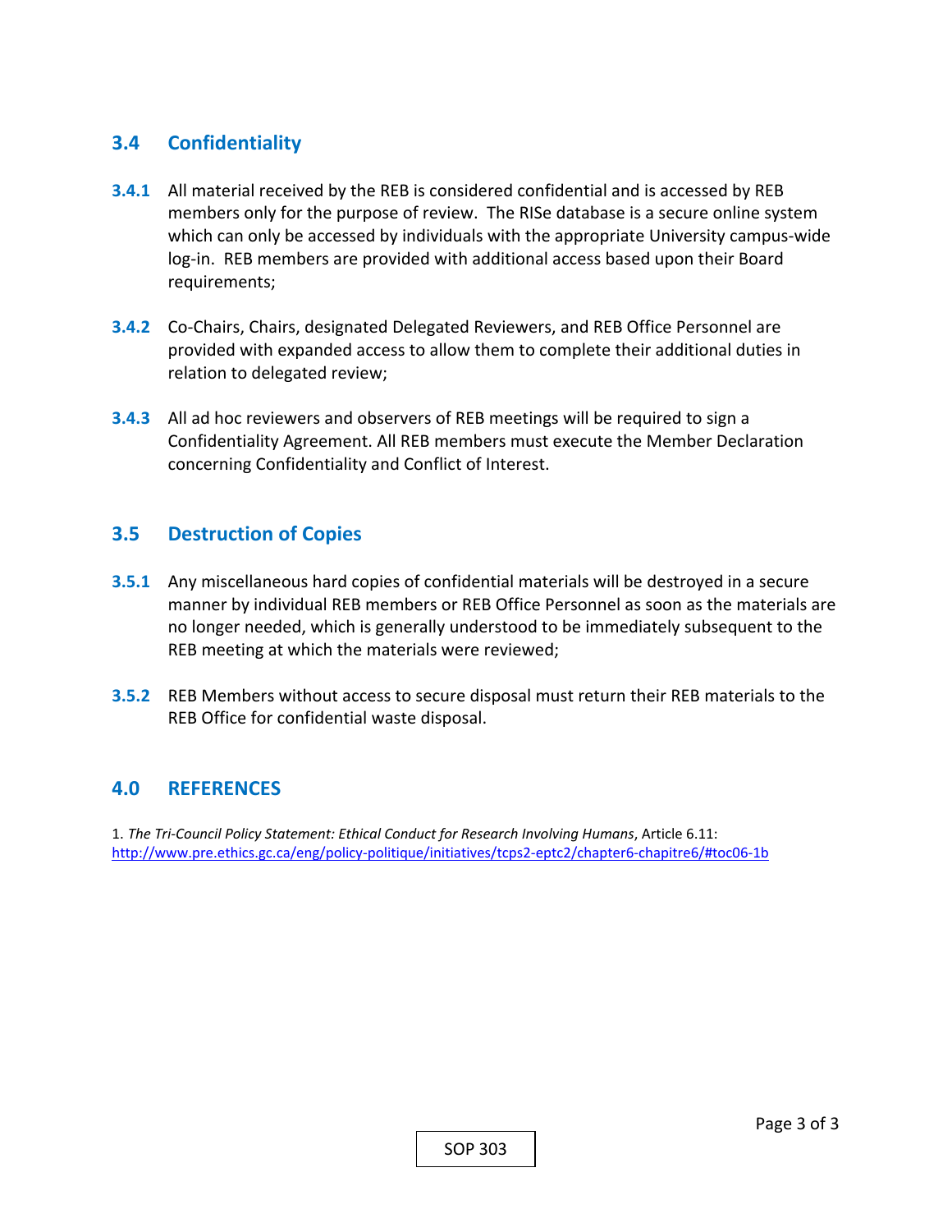## 3.4 Confidentiality

**3.4.1** All material received by the REB is considered confidential and is accessed by REB members only for the purpose of review. The RISe database is a secure online system which can only be accessed by individuals with the appropriate University campus-wide log-in. REB members are provided with additional access based upon their Board requirements;

**3.4.2** Co-Chairs, Chairs, designated Delegated Reviewers, and REB Office Personnel are provided with expanded access to allow them to complete their additional duties in relation to delegated review;

**3.4.3** All ad hoc reviewers and observers of REB meetings will be required to sign a Confidentiality Agreement. All REB members must execute the Member Declaration concerning Confidentiality and Conflict of Interest.

## 3.5 Destruction of Copies

**3.5.1** Any miscellaneous hard copies of confidential materials will be destroyed in a secure manner by individual REB members or REB Office Personnel as soon as the materials are no longer needed, which is generally understood to be immediately subsequent to the REB meeting at which the materials were reviewed;

**3.5.2** REB Members without access to secure disposal must return their REB materials to the REB Office for confidential waste disposal.

## 4.0 REFERENCES

1. *The Tri-Council Policy Statement: Ethical Conduct for Research Involving Humans*, Article 6.11: http://www.pre.ethics.gc.ca/eng/policy-politique/initiatives/tcps2-eptc2/chapter6-chapitre6/#toc06-1b